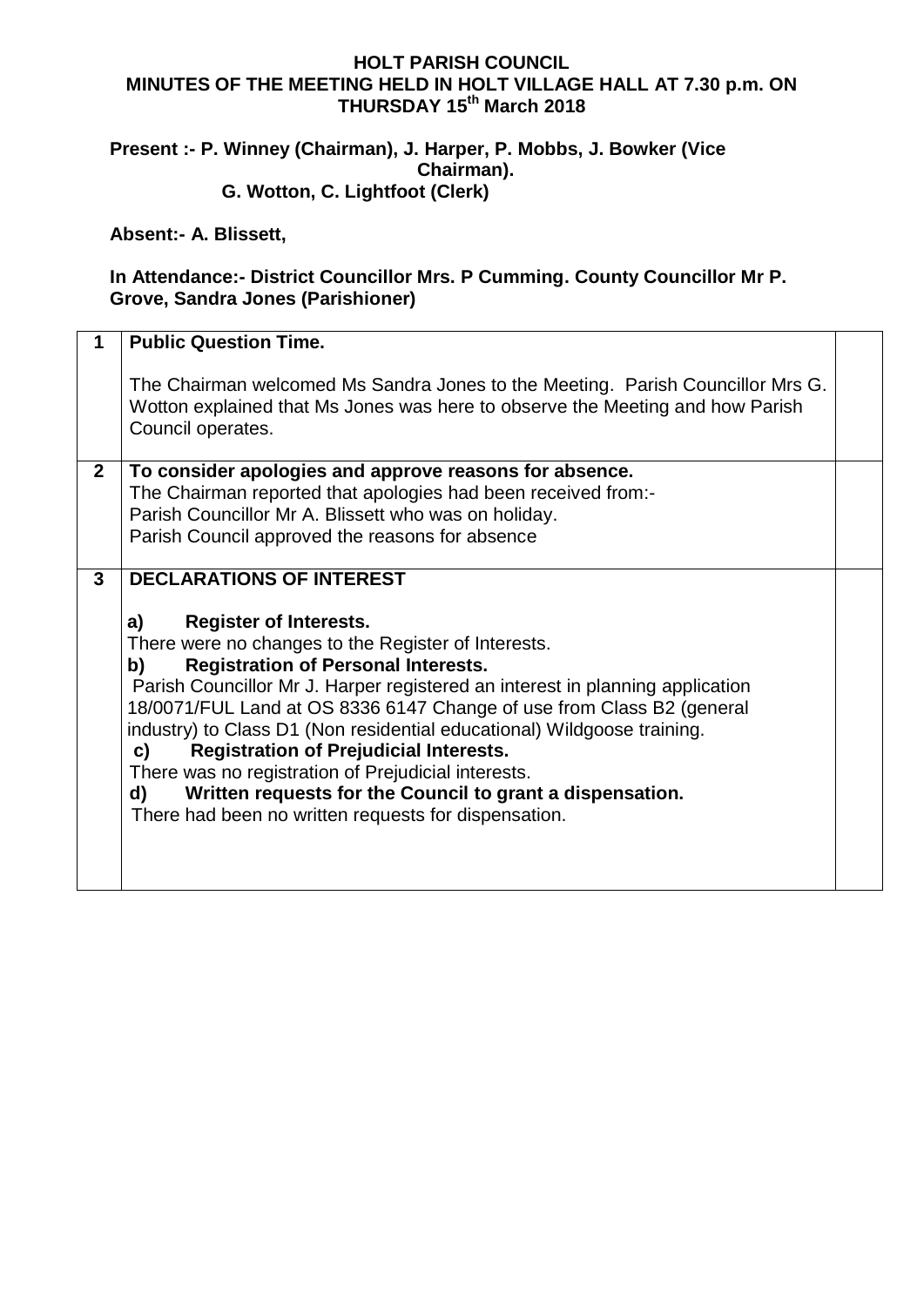# HOLT PARISH COUNCIL
## MINUTES OF THE MEETING HELD IN HOLT VILLAGE HALL AT 7.30 p.m. ON THURSDAY 15th March 2018

**Present :- P. Winney (Chairman), J. Harper, P. Mobbs, J. Bowker (Vice Chairman). G. Wotton, C. Lightfoot (Clerk)**

**Absent:- A. Blissett,**

**In Attendance:- District Councillor Mrs. P Cumming. County Councillor Mr P. Grove, Sandra Jones (Parishioner)**

| | | |
|---|---|---|
| **1** | **Public Question Time.**<br><br>The Chairman welcomed Ms Sandra Jones to the Meeting. Parish Councillor Mrs G. Wotton explained that Ms Jones was here to observe the Meeting and how Parish Council operates. | |
| **2** | **To consider apologies and approve reasons for absence.**<br>The Chairman reported that apologies had been received from:-<br>Parish Councillor Mr A. Blissett who was on holiday.<br>Parish Council approved the reasons for absence | |
| **3** | **DECLARATIONS OF INTEREST**<br><br>**a) Register of Interests.**<br>There were no changes to the Register of Interests.<br>**b) Registration of Personal Interests.**<br>Parish Councillor Mr J. Harper registered an interest in planning application 18/0071/FUL Land at OS 8336 6147 Change of use from Class B2 (general industry) to Class D1 (Non residential educational) Wildgoose training.<br>**c) Registration of Prejudicial Interests.**<br>There was no registration of Prejudicial interests.<br>**d) Written requests for the Council to grant a dispensation.**<br>There had been no written requests for dispensation. | |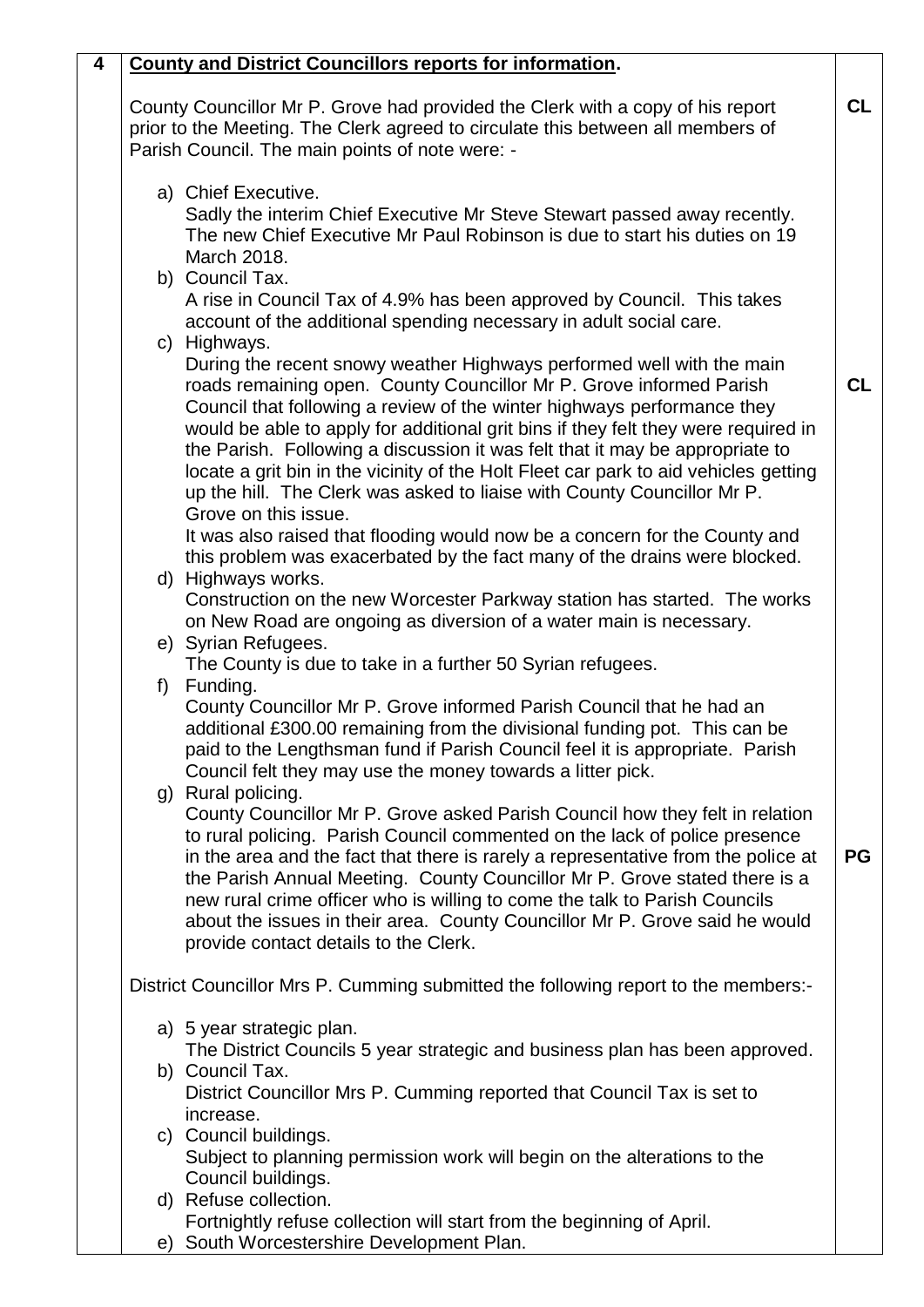| 4 | **County and District Councillors reports for information.** | |
|---|---|---|
| | County Councillor Mr P. Grove had provided the Clerk with a copy of his report prior to the Meeting. The Clerk agreed to circulate this between all members of Parish Council. The main points of note were: - | **CL** |
| | a) Chief Executive.<br>Sadly the interim Chief Executive Mr Steve Stewart passed away recently. The new Chief Executive Mr Paul Robinson is due to start his duties on 19 March 2018.<br>b) Council Tax.<br>A rise in Council Tax of 4.9% has been approved by Council. This takes account of the additional spending necessary in adult social care.<br>c) Highways.<br>During the recent snowy weather Highways performed well with the main roads remaining open. County Councillor Mr P. Grove informed Parish Council that following a review of the winter highways performance they would be able to apply for additional grit bins if they felt they were required in the Parish. Following a discussion it was felt that it may be appropriate to locate a grit bin in the vicinity of the Holt Fleet car park to aid vehicles getting up the hill. The Clerk was asked to liaise with County Councillor Mr P. Grove on this issue.<br>It was also raised that flooding would now be a concern for the County and this problem was exacerbated by the fact many of the drains were blocked.<br>d) Highways works.<br>Construction on the new Worcester Parkway station has started. The works on New Road are ongoing as diversion of a water main is necessary.<br>e) Syrian Refugees.<br>The County is due to take in a further 50 Syrian refugees.<br>f) Funding.<br>County Councillor Mr P. Grove informed Parish Council that he had an additional £300.00 remaining from the divisional funding pot. This can be paid to the Lengthsman fund if Parish Council feel it is appropriate. Parish Council felt they may use the money towards a litter pick.<br>g) Rural policing.<br>County Councillor Mr P. Grove asked Parish Council how they felt in relation to rural policing. Parish Council commented on the lack of police presence in the area and the fact that there is rarely a representative from the police at the Parish Annual Meeting. County Councillor Mr P. Grove stated there is a new rural crime officer who is willing to come the talk to Parish Councils about the issues in their area. County Councillor Mr P. Grove said he would provide contact details to the Clerk. | **CL**<br><br>**PG** |
| | District Councillor Mrs P. Cumming submitted the following report to the members:- | |
| | a) 5 year strategic plan.<br>The District Councils 5 year strategic and business plan has been approved.<br>b) Council Tax.<br>District Councillor Mrs P. Cumming reported that Council Tax is set to increase.<br>c) Council buildings.<br>Subject to planning permission work will begin on the alterations to the Council buildings.<br>d) Refuse collection.<br>Fortnightly refuse collection will start from the beginning of April.<br>e) South Worcestershire Development Plan. | |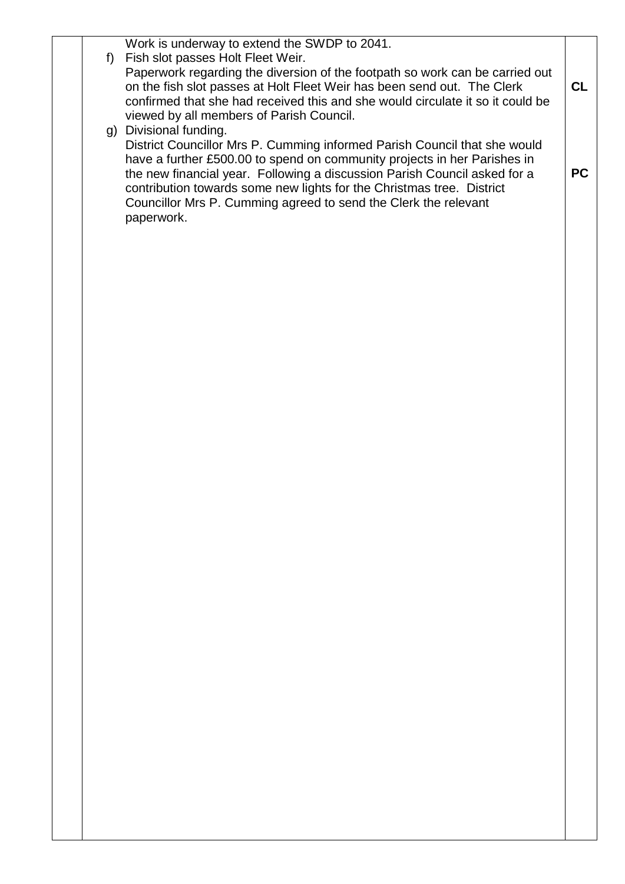| | | |
|---|---|---|
| | Work is underway to extend the SWDP to 2041.<br>f) Fish slot passes Holt Fleet Weir.<br>Paperwork regarding the diversion of the footpath so work can be carried out on the fish slot passes at Holt Fleet Weir has been send out. The Clerk confirmed that she had received this and she would circulate it so it could be viewed by all members of Parish Council. | **CL** |
| | g) Divisional funding.<br>District Councillor Mrs P. Cumming informed Parish Council that she would have a further £500.00 to spend on community projects in her Parishes in the new financial year. Following a discussion Parish Council asked for a contribution towards some new lights for the Christmas tree. District Councillor Mrs P. Cumming agreed to send the Clerk the relevant paperwork. | **PC** |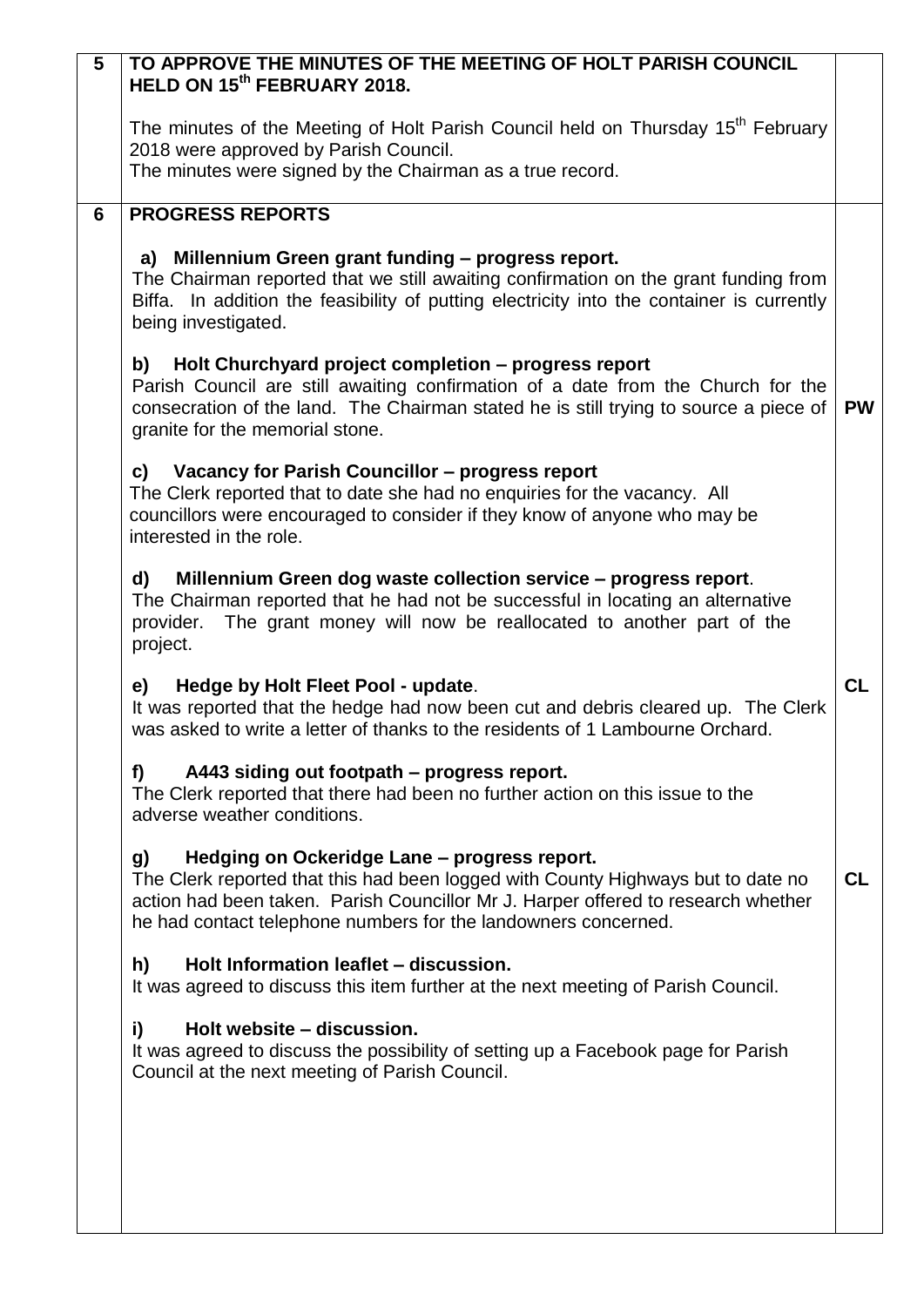| | | |
|---|---|---|
| **5** | **TO APPROVE THE MINUTES OF THE MEETING OF HOLT PARISH COUNCIL HELD ON 15th FEBRUARY 2018.**<br><br>The minutes of the Meeting of Holt Parish Council held on Thursday 15th February 2018 were approved by Parish Council.<br>The minutes were signed by the Chairman as a true record. | |
| **6** | **PROGRESS REPORTS**<br><br>**a) Millennium Green grant funding – progress report.**<br>The Chairman reported that we still awaiting confirmation on the grant funding from Biffa. In addition the feasibility of putting electricity into the container is currently being investigated.<br><br>**b) Holt Churchyard project completion – progress report**<br>Parish Council are still awaiting confirmation of a date from the Church for the consecration of the land. The Chairman stated he is still trying to source a piece of granite for the memorial stone.<br><br>**c) Vacancy for Parish Councillor – progress report**<br>The Clerk reported that to date she had no enquiries for the vacancy. All councillors were encouraged to consider if they know of anyone who may be interested in the role.<br><br>**d) Millennium Green dog waste collection service – progress report**.<br>The Chairman reported that he had not be successful in locating an alternative provider. The grant money will now be reallocated to another part of the project.<br><br>**e) Hedge by Holt Fleet Pool - update**.<br>It was reported that the hedge had now been cut and debris cleared up. The Clerk was asked to write a letter of thanks to the residents of 1 Lambourne Orchard.<br><br>**f) A443 siding out footpath – progress report.**<br>The Clerk reported that there had been no further action on this issue to the adverse weather conditions.<br><br>**g) Hedging on Ockeridge Lane – progress report.**<br>The Clerk reported that this had been logged with County Highways but to date no action had been taken. Parish Councillor Mr J. Harper offered to research whether he had contact telephone numbers for the landowners concerned.<br><br>**h) Holt Information leaflet – discussion.**<br>It was agreed to discuss this item further at the next meeting of Parish Council.<br><br>**i) Holt website – discussion.**<br>It was agreed to discuss the possibility of setting up a Facebook page for Parish Council at the next meeting of Parish Council. | <br><br><br><br><br><br><br><br>**PW**<br><br><br><br><br><br><br><br><br><br>**CL**<br><br><br><br><br><br>**CL** |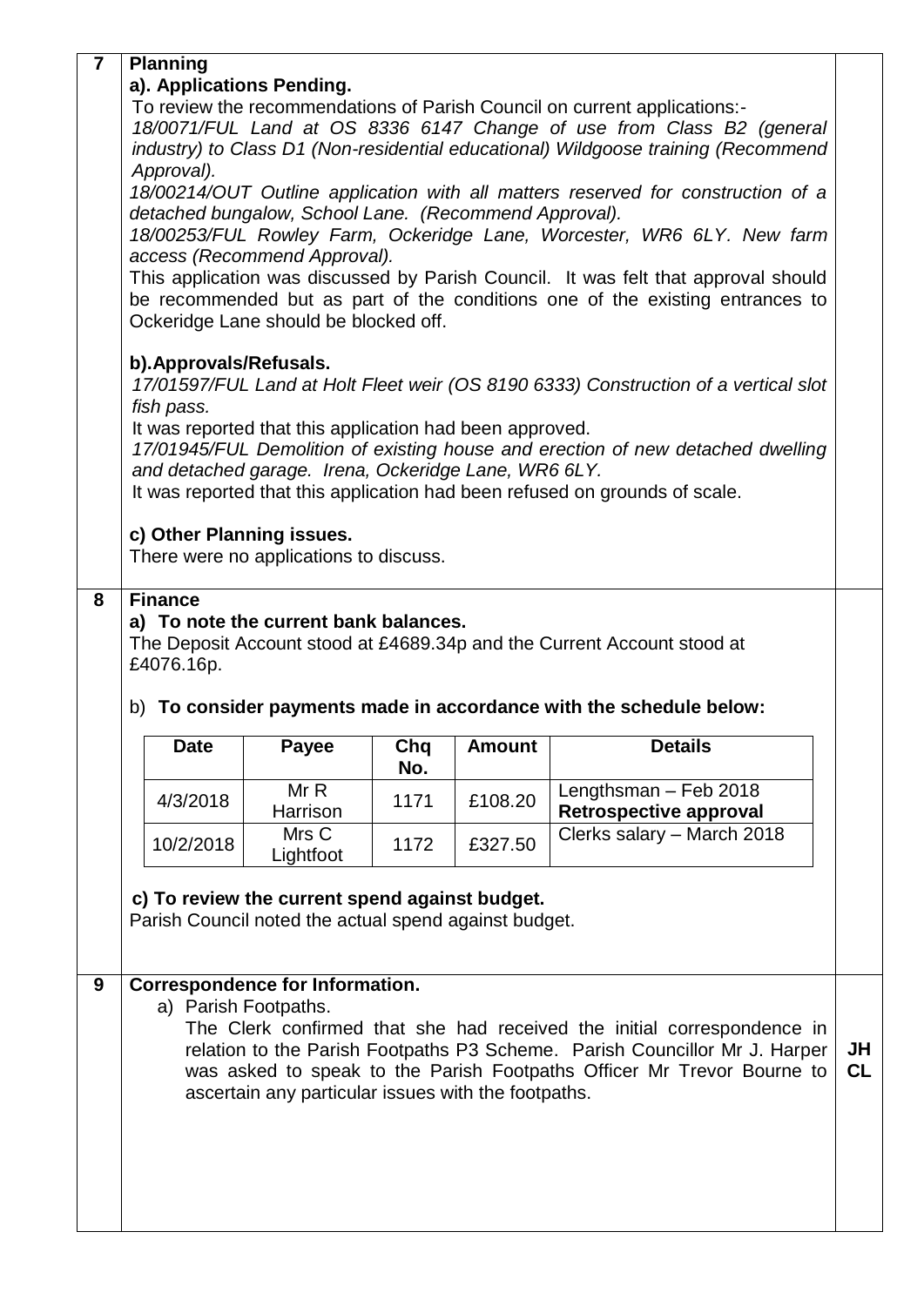**7 Planning**

**a). Applications Pending.**

To review the recommendations of Parish Council on current applications:-

*18/0071/FUL Land at OS 8336 6147 Change of use from Class B2 (general industry) to Class D1 (Non-residential educational) Wildgoose training (Recommend Approval).*

*18/00214/OUT Outline application with all matters reserved for construction of a detached bungalow, School Lane. (Recommend Approval).*

*18/00253/FUL Rowley Farm, Ockeridge Lane, Worcester, WR6 6LY. New farm access (Recommend Approval).*

This application was discussed by Parish Council. It was felt that approval should be recommended but as part of the conditions one of the existing entrances to Ockeridge Lane should be blocked off.

**b).Approvals/Refusals.**

*17/01597/FUL Land at Holt Fleet weir (OS 8190 6333) Construction of a vertical slot fish pass.*

It was reported that this application had been approved.

*17/01945/FUL Demolition of existing house and erection of new detached dwelling and detached garage. Irena, Ockeridge Lane, WR6 6LY.*

It was reported that this application had been refused on grounds of scale.

**c) Other Planning issues.**

There were no applications to discuss.

**8 Finance**

**a) To note the current bank balances.**

The Deposit Account stood at £4689.34p and the Current Account stood at £4076.16p.

b) **To consider payments made in accordance with the schedule below:**

| Date | Payee | Chq No. | Amount | Details |
|---|---|---|---|---|
| 4/3/2018 | Mr R Harrison | 1171 | £108.20 | Lengthsman – Feb 2018 **Retrospective approval** |
| 10/2/2018 | Mrs C Lightfoot | 1172 | £327.50 | Clerks salary – March 2018 |

**c) To review the current spend against budget.**

Parish Council noted the actual spend against budget.

**9 Correspondence for Information.**

a) Parish Footpaths.

The Clerk confirmed that she had received the initial correspondence in relation to the Parish Footpaths P3 Scheme. Parish Councillor Mr J. Harper was asked to speak to the Parish Footpaths Officer Mr Trevor Bourne to ascertain any particular issues with the footpaths. **JH CL**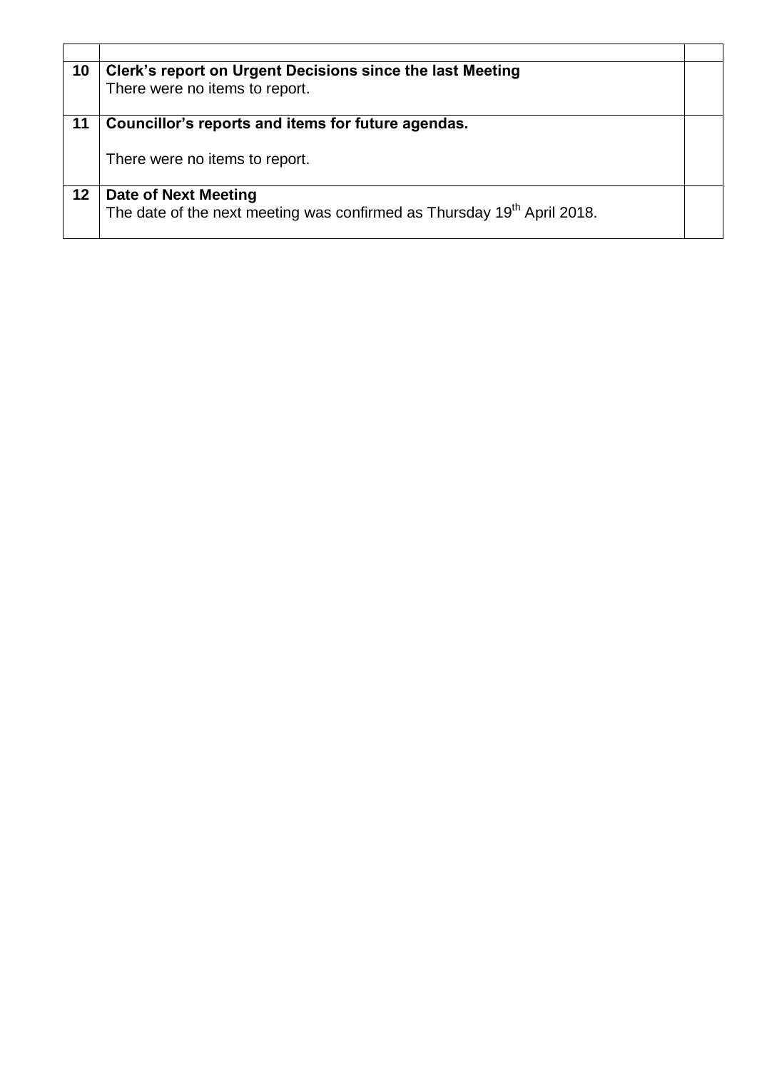| | | |
|---|---|---|
| | | |
| **10** | **Clerk's report on Urgent Decisions since the last Meeting**<br>There were no items to report. | |
| **11** | **Councillor's reports and items for future agendas.**<br><br>There were no items to report. | |
| **12** | **Date of Next Meeting**<br>The date of the next meeting was confirmed as Thursday 19th April 2018. | |